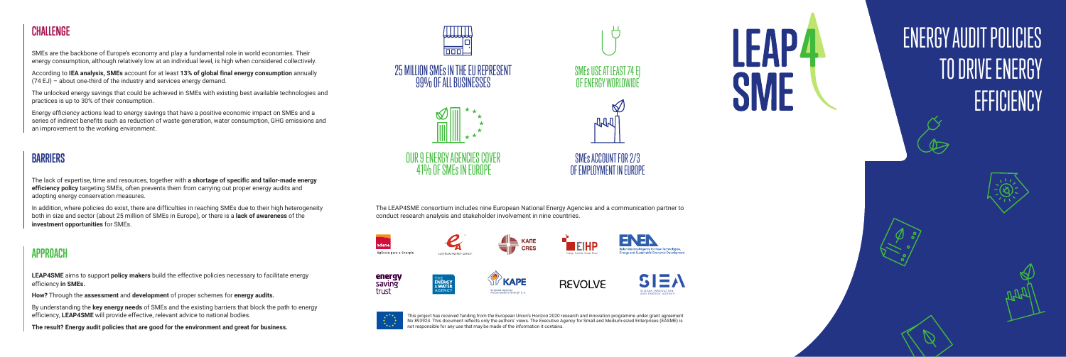# ENERGY AUDIT POLICIES TO DRIVE ENERGY EFFICIENCY

LEAP4SME

## CHALLENGE

SMEs are the backbone of Europe's economy and play a fundamental role in world economies. Their energy consumption, although relatively low at an individual level, is high when considered collectively.

According to **IEA analysis, SMEs** account for at least **13% of global final energy consumption** annually (74 EJ) – about one-third of the industry and services energy demand.

The unlocked energy savings that could be achieved in SMEs with existing best available technologies and practices is up to 30% of their consumption.

Energy efficiency actions lead to energy savings that have a positive economic impact on SMEs and a series of indirect benefits such as reduction of waste generation, water consumption, GHG emissions and an improvement to the working environment.

## BARRIERS

The lack of expertise, time and resources, together with **a shortage of specific and tailor-made energy efficiency policy** targeting SMEs, often prevents them from carrying out proper energy audits and adopting energy conservation measures.

In addition, where policies do exist, there are difficulties in reaching SMEs due to their high heterogeneity both in size and sector (about 25 million of SMEs in Europe), or there is a **lack of awareness** of the **investment opportunities** for SMEs.

## APPROACH

**LEAP4SME** aims to support **policy makers** build the effective policies necessary to facilitate energy efficiency **in SMEs.**

**How?** Through the **assessment** and **development** of proper schemes for **energy audits.**

By understanding the **key energy needs** of SMEs and the existing barriers that block the path to energy efficiency, **LEAP4SME** will provide effective, relevant advice to national bodies.

**The result? Energy audit policies that are good for the environment and great for business.**

25 MILLION SMEs IN THE EU REPRESENT 99% OF ALL BUSINESSES

SMEs USE AT LEAST 74 EJ OF ENERGY WORLDWIDE

OUR 9 ENERGY AGENCIES COVER 41% OF SMEs IN EUROPE

SMEs ACCOUNT FOR 2/3 OF EMPLOYMENT IN EUROPE

The LEAP4SME consortium includes nine European National Energy Agencies and a communication partner to conduct research analysis and stakeholder involvement in nine countries.

adene Agência para a Energia · AUSTRIAN ENERGY AGENCY · ΚΑΠΕ CRES · EIHP Energy Institute Hrvoje Požar · ENEA Italian National Agency for New Technologies, Energy and Sustainable Economic Development · energy saving trust · THE ENERGY & WATER AGENCY · KAPE Krajowa Agencja Poszanowania Energii S.A. · REVOLVE · SIEA SLOVAK INNOVATION AND ENERGY AGENCY

This project has received funding from the European Union's Horizon 2020 research and innovation programme under grant agreement No 893924. This document reflects only the authors' views. The Executive Agency for Small and Medium-sized Enterprises (EASME) is not responsible for any use that may be made of the information it contains.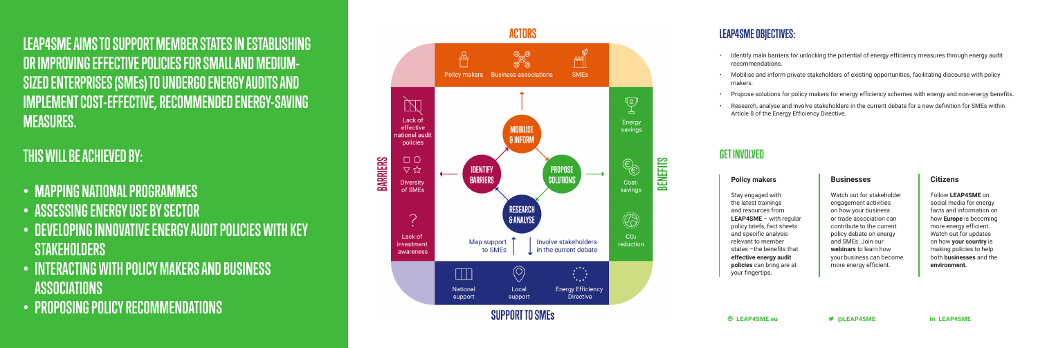# LEAP4SME AIMS TO SUPPORT MEMBER STATES IN ESTABLISHING OR IMPROVING EFFECTIVE POLICIES FOR SMALL AND MEDIUM-SIZED ENTERPRISES (SMEs) TO UNDERGO ENERGY AUDITS AND IMPLEMENT COST-EFFECTIVE, RECOMMENDED ENERGY-SAVING MEASURES.

## THIS WILL BE ACHIEVED BY:

- **MAPPING NATIONAL PROGRAMMES**
- **ASSESSING ENERGY USE BY SECTOR**
- **DEVELOPING INNOVATIVE ENERGY AUDIT POLICIES WITH KEY STAKEHOLDERS**
- **INTERACTING WITH POLICY MAKERS AND BUSINESS ASSOCIATIONS**
- **PROPOSING POLICY RECOMMENDATIONS**

ACTORS

Policy makers

Business associations

SMEs

BARRIERS

Lack of effective national audit policies

Diversity of SMEs

Lack of investment awareness

MOBILISE & INFORM

IDENTIFY BARRIERS

PROPOSE SOLUTIONS

RESEARCH & ANALYSE

Map support to SMEs

Involve stakeholders in the current debate

BENEFITS

Energy savings

Cost-savings

$CO_2$ reduction

SUPPORT TO SMEs

National support

Local support

Energy Efficiency Directive

## LEAP4SME OBJECTIVES:

- Identify main barriers for unlocking the potential of energy efficiency measures through energy audit recommendations.
- Mobilise and inform private stakeholders of existing opportunities, facilitating discourse with policy makers.
- Propose solutions for policy makers for energy efficiency schemes with energy and non-energy benefits.
- Research, analyse and involve stakeholders in the current debate for a new definition for SMEs within Article 8 of the Energy Efficiency Directive.

## GET INVOLVED

### Policy makers

Stay engaged with the latest trainings and resources from **LEAP4SME** – with regular policy briefs, fact sheets and specific analysis relevant to member states – the benefits that **effective energy audit policies** can bring are at your fingertips.

### Businesses

Watch out for stakeholder engagement activities on how your business or trade association can contribute to the current policy debate on energy and SMEs. Join our **webinars** to learn how your business can become more energy efficient.

### Citizens

Follow **LEAP4SME** on social media for energy facts and information on how **Europe** is becoming more energy efficient. Watch out for updates on how **your country** is making policies to help both **businesses** and the **environment.**

LEAP4SME.eu

@LEAP4SME

LEAP4SME